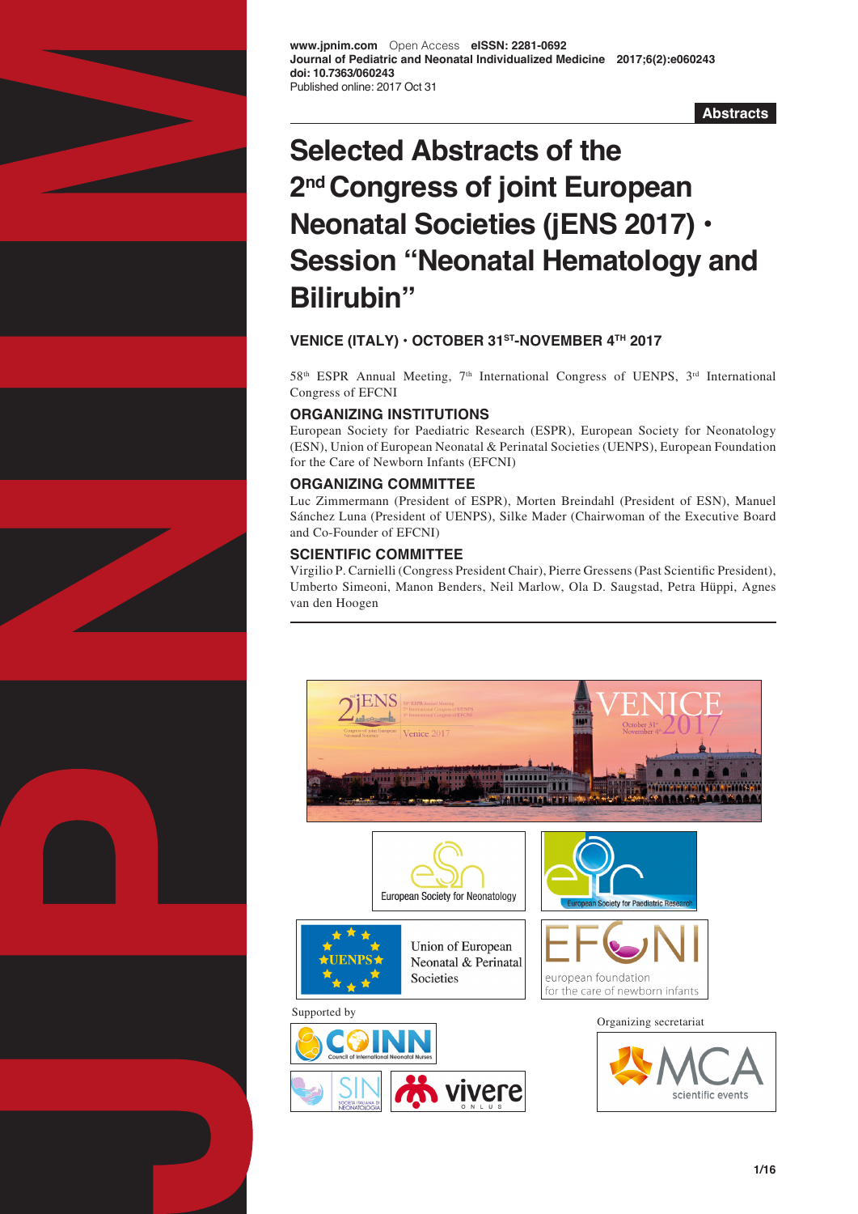www.jpnim.com Open Access **eISSN: 2281-0692**
**Journal of Pediatric and Neonatal Individualized Medicine 2017;6(2):e060243**
**doi: 10.7363/060243**
Published online: 2017 Oct 31

**Abstracts**

# Selected Abstracts of the 2nd Congress of joint European Neonatal Societies (jENS 2017) • Session "Neonatal Hematology and Bilirubin"

### VENICE (ITALY) • OCTOBER 31ST-NOVEMBER 4TH 2017

58th ESPR Annual Meeting, 7th International Congress of UENPS, 3rd International Congress of EFCNI

### ORGANIZING INSTITUTIONS

European Society for Paediatric Research (ESPR), European Society for Neonatology (ESN), Union of European Neonatal & Perinatal Societies (UENPS), European Foundation for the Care of Newborn Infants (EFCNI)

### ORGANIZING COMMITTEE

Luc Zimmermann (President of ESPR), Morten Breindahl (President of ESN), Manuel Sánchez Luna (President of UENPS), Silke Mader (Chairwoman of the Executive Board and Co-Founder of EFCNI)

### SCIENTIFIC COMMITTEE

Virgilio P. Carnielli (Congress President Chair), Pierre Gressens (Past Scientific President), Umberto Simeoni, Manon Benders, Neil Marlow, Ola D. Saugstad, Petra Hüppi, Agnes van den Hoogen

Supported by

Organizing secretariat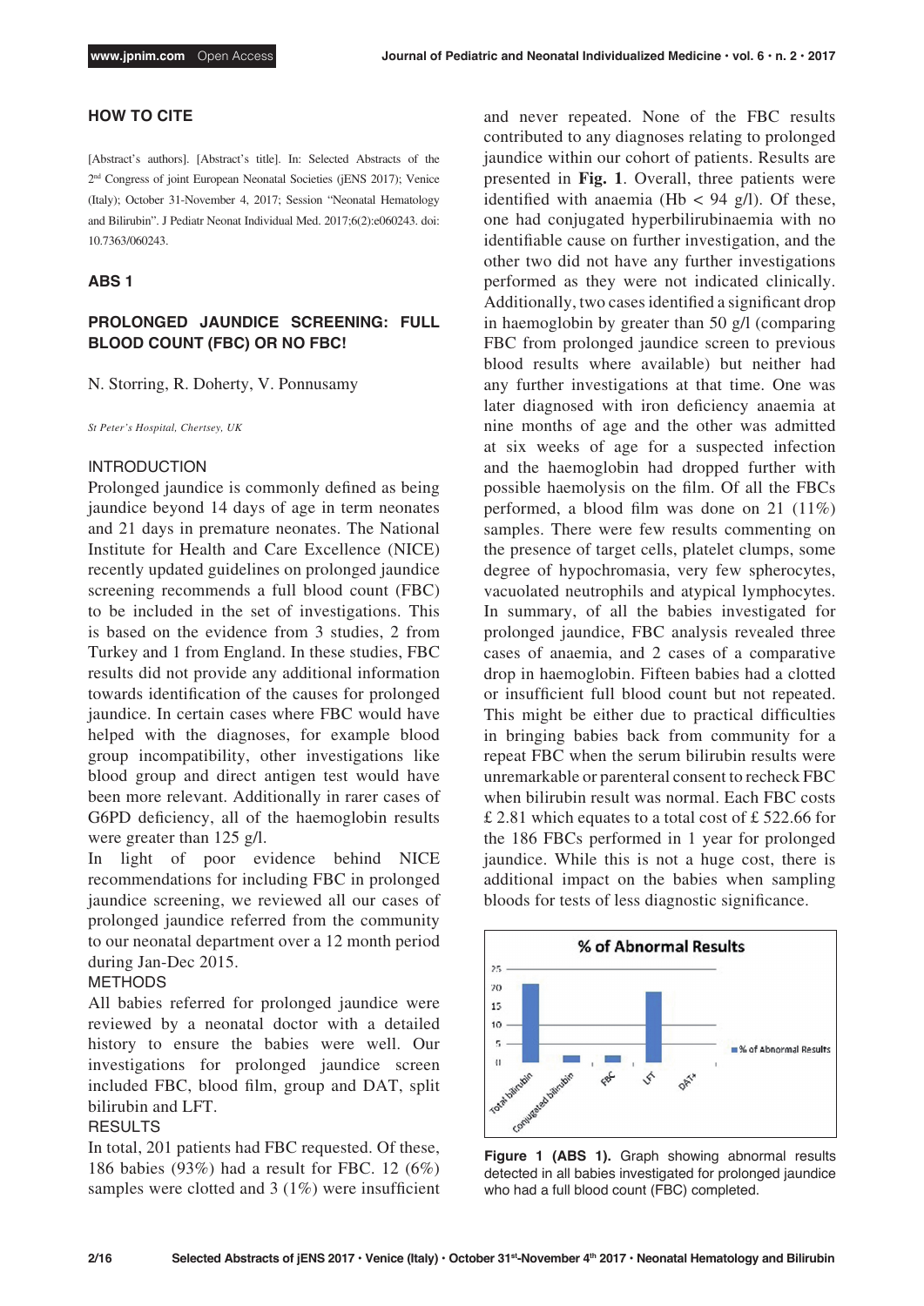## HOW TO CITE

[Abstract's authors]. [Abstract's title]. In: Selected Abstracts of the 2nd Congress of joint European Neonatal Societies (jENS 2017); Venice (Italy); October 31-November 4, 2017; Session "Neonatal Hematology and Bilirubin". J Pediatr Neonat Individual Med. 2017;6(2):e060243. doi: 10.7363/060243.

## ABS 1

### PROLONGED JAUNDICE SCREENING: FULL BLOOD COUNT (FBC) OR NO FBC!

N. Storring, R. Doherty, V. Ponnusamy

*St Peter's Hospital, Chertsey, UK*

#### INTRODUCTION

Prolonged jaundice is commonly defined as being jaundice beyond 14 days of age in term neonates and 21 days in premature neonates. The National Institute for Health and Care Excellence (NICE) recently updated guidelines on prolonged jaundice screening recommends a full blood count (FBC) to be included in the set of investigations. This is based on the evidence from 3 studies, 2 from Turkey and 1 from England. In these studies, FBC results did not provide any additional information towards identification of the causes for prolonged jaundice. In certain cases where FBC would have helped with the diagnoses, for example blood group incompatibility, other investigations like blood group and direct antigen test would have been more relevant. Additionally in rarer cases of G6PD deficiency, all of the haemoglobin results were greater than 125 g/l.

In light of poor evidence behind NICE recommendations for including FBC in prolonged jaundice screening, we reviewed all our cases of prolonged jaundice referred from the community to our neonatal department over a 12 month period during Jan-Dec 2015.

#### METHODS

All babies referred for prolonged jaundice were reviewed by a neonatal doctor with a detailed history to ensure the babies were well. Our investigations for prolonged jaundice screen included FBC, blood film, group and DAT, split bilirubin and LFT.

#### RESULTS

In total, 201 patients had FBC requested. Of these, 186 babies (93%) had a result for FBC. 12 (6%) samples were clotted and 3 (1%) were insufficient and never repeated. None of the FBC results contributed to any diagnoses relating to prolonged jaundice within our cohort of patients. Results are presented in **Fig. 1**. Overall, three patients were identified with anaemia (Hb < 94 g/l). Of these, one had conjugated hyperbilirubinaemia with no identifiable cause on further investigation, and the other two did not have any further investigations performed as they were not indicated clinically. Additionally, two cases identified a significant drop in haemoglobin by greater than 50 g/l (comparing FBC from prolonged jaundice screen to previous blood results where available) but neither had any further investigations at that time. One was later diagnosed with iron deficiency anaemia at nine months of age and the other was admitted at six weeks of age for a suspected infection and the haemoglobin had dropped further with possible haemolysis on the film. Of all the FBCs performed, a blood film was done on 21 (11%) samples. There were few results commenting on the presence of target cells, platelet clumps, some degree of hypochromasia, very few spherocytes, vacuolated neutrophils and atypical lymphocytes. In summary, of all the babies investigated for prolonged jaundice, FBC analysis revealed three cases of anaemia, and 2 cases of a comparative drop in haemoglobin. Fifteen babies had a clotted or insufficient full blood count but not repeated. This might be either due to practical difficulties in bringing babies back from community for a repeat FBC when the serum bilirubin results were unremarkable or parenteral consent to recheck FBC when bilirubin result was normal. Each FBC costs £ 2.81 which equates to a total cost of £ 522.66 for the 186 FBCs performed in 1 year for prolonged jaundice. While this is not a huge cost, there is additional impact on the babies when sampling bloods for tests of less diagnostic significance.

% of Abnormal Results

25
20
15
10
5
0

Total bilirubin
Conjugated bilirubin
FBC
LFT
DAT+

% of Abnormal Results

**Figure 1 (ABS 1).** Graph showing abnormal results detected in all babies investigated for prolonged jaundice who had a full blood count (FBC) completed.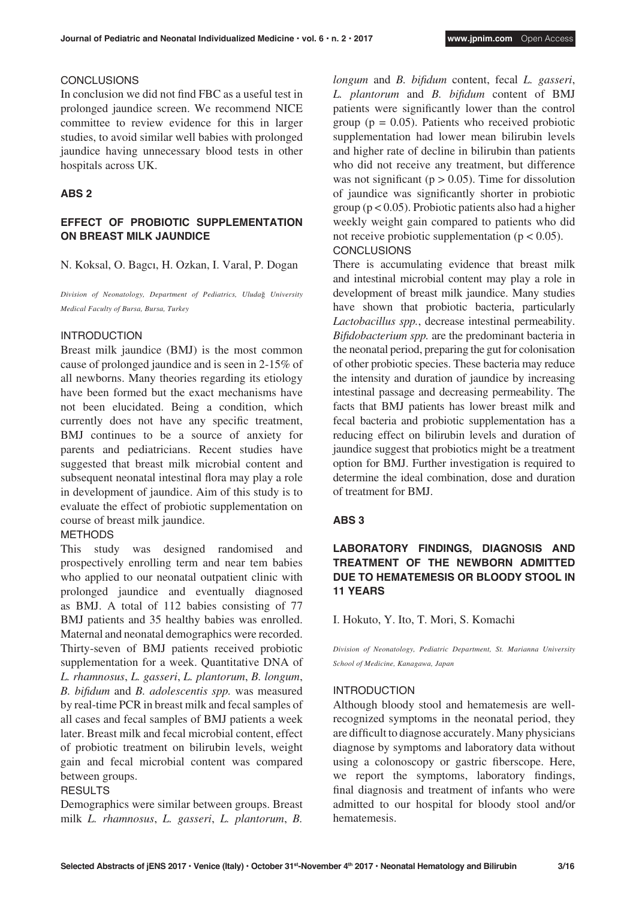### CONCLUSIONS

In conclusion we did not find FBC as a useful test in prolonged jaundice screen. We recommend NICE committee to review evidence for this in larger studies, to avoid similar well babies with prolonged jaundice having unnecessary blood tests in other hospitals across UK.

## ABS 2

## EFFECT OF PROBIOTIC SUPPLEMENTATION ON BREAST MILK JAUNDICE

N. Koksal, O. Bagcı, H. Ozkan, I. Varal, P. Dogan

*Division of Neonatology, Department of Pediatrics, Uludağ University Medical Faculty of Bursa, Bursa, Turkey*

### INTRODUCTION

Breast milk jaundice (BMJ) is the most common cause of prolonged jaundice and is seen in 2-15% of all newborns. Many theories regarding its etiology have been formed but the exact mechanisms have not been elucidated. Being a condition, which currently does not have any specific treatment, BMJ continues to be a source of anxiety for parents and pediatricians. Recent studies have suggested that breast milk microbial content and subsequent neonatal intestinal flora may play a role in development of jaundice. Aim of this study is to evaluate the effect of probiotic supplementation on course of breast milk jaundice.

### METHODS

This study was designed randomised and prospectively enrolling term and near tem babies who applied to our neonatal outpatient clinic with prolonged jaundice and eventually diagnosed as BMJ. A total of 112 babies consisting of 77 BMJ patients and 35 healthy babies was enrolled. Maternal and neonatal demographics were recorded. Thirty-seven of BMJ patients received probiotic supplementation for a week. Quantitative DNA of *L. rhamnosus*, *L. gasseri*, *L. plantorum*, *B. longum*, *B. bifidum* and *B. adolescentis spp.* was measured by real-time PCR in breast milk and fecal samples of all cases and fecal samples of BMJ patients a week later. Breast milk and fecal microbial content, effect of probiotic treatment on bilirubin levels, weight gain and fecal microbial content was compared between groups.

### RESULTS

Demographics were similar between groups. Breast milk *L. rhamnosus*, *L. gasseri*, *L. plantorum*, *B. longum* and *B. bifidum* content, fecal *L. gasseri*, *L. plantorum* and *B. bifidum* content of BMJ patients were significantly lower than the control group ($p = 0.05$). Patients who received probiotic supplementation had lower mean bilirubin levels and higher rate of decline in bilirubin than patients who did not receive any treatment, but difference was not significant ($p > 0.05$). Time for dissolution of jaundice was significantly shorter in probiotic group ($p < 0.05$). Probiotic patients also had a higher weekly weight gain compared to patients who did not receive probiotic supplementation ($p < 0.05$).

### CONCLUSIONS

There is accumulating evidence that breast milk and intestinal microbial content may play a role in development of breast milk jaundice. Many studies have shown that probiotic bacteria, particularly *Lactobacillus spp.*, decrease intestinal permeability. *Bifidobacterium spp.* are the predominant bacteria in the neonatal period, preparing the gut for colonisation of other probiotic species. These bacteria may reduce the intensity and duration of jaundice by increasing intestinal passage and decreasing permeability. The facts that BMJ patients has lower breast milk and fecal bacteria and probiotic supplementation has a reducing effect on bilirubin levels and duration of jaundice suggest that probiotics might be a treatment option for BMJ. Further investigation is required to determine the ideal combination, dose and duration of treatment for BMJ.

## ABS 3

## LABORATORY FINDINGS, DIAGNOSIS AND TREATMENT OF THE NEWBORN ADMITTED DUE TO HEMATEMESIS OR BLOODY STOOL IN 11 YEARS

I. Hokuto, Y. Ito, T. Mori, S. Komachi

*Division of Neonatology, Pediatric Department, St. Marianna University School of Medicine, Kanagawa, Japan*

### INTRODUCTION

Although bloody stool and hematemesis are well-recognized symptoms in the neonatal period, they are difficult to diagnose accurately. Many physicians diagnose by symptoms and laboratory data without using a colonoscopy or gastric fiberscope. Here, we report the symptoms, laboratory findings, final diagnosis and treatment of infants who were admitted to our hospital for bloody stool and/or hematemesis.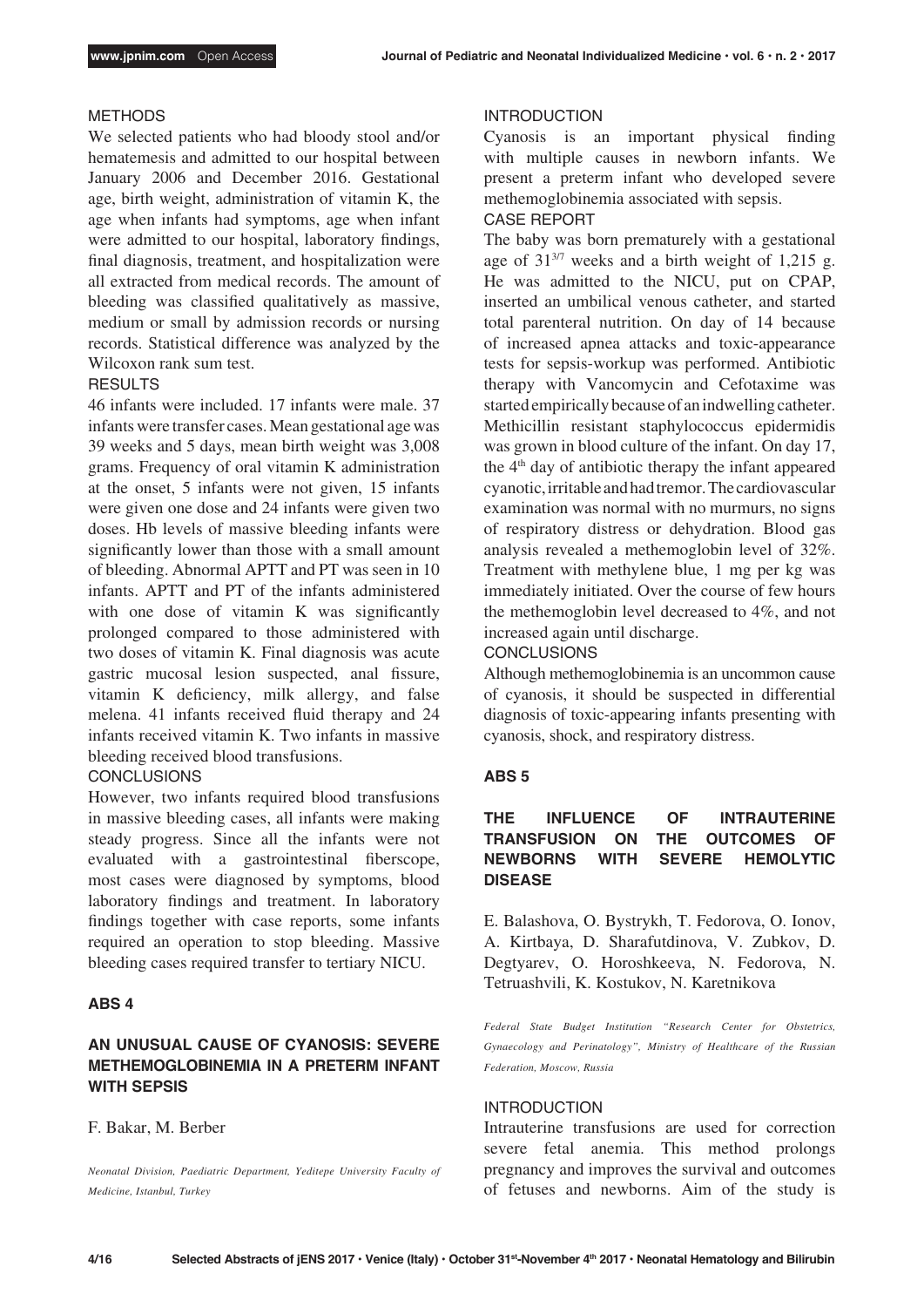### METHODS

We selected patients who had bloody stool and/or hematemesis and admitted to our hospital between January 2006 and December 2016. Gestational age, birth weight, administration of vitamin K, the age when infants had symptoms, age when infant were admitted to our hospital, laboratory findings, final diagnosis, treatment, and hospitalization were all extracted from medical records. The amount of bleeding was classified qualitatively as massive, medium or small by admission records or nursing records. Statistical difference was analyzed by the Wilcoxon rank sum test.

### RESULTS

46 infants were included. 17 infants were male. 37 infants were transfer cases. Mean gestational age was 39 weeks and 5 days, mean birth weight was 3,008 grams. Frequency of oral vitamin K administration at the onset, 5 infants were not given, 15 infants were given one dose and 24 infants were given two doses. Hb levels of massive bleeding infants were significantly lower than those with a small amount of bleeding. Abnormal APTT and PT was seen in 10 infants. APTT and PT of the infants administered with one dose of vitamin K was significantly prolonged compared to those administered with two doses of vitamin K. Final diagnosis was acute gastric mucosal lesion suspected, anal fissure, vitamin K deficiency, milk allergy, and false melena. 41 infants received fluid therapy and 24 infants received vitamin K. Two infants in massive bleeding received blood transfusions.

### CONCLUSIONS

However, two infants required blood transfusions in massive bleeding cases, all infants were making steady progress. Since all the infants were not evaluated with a gastrointestinal fiberscope, most cases were diagnosed by symptoms, blood laboratory findings and treatment. In laboratory findings together with case reports, some infants required an operation to stop bleeding. Massive bleeding cases required transfer to tertiary NICU.

## ABS 4

## AN UNUSUAL CAUSE OF CYANOSIS: SEVERE METHEMOGLOBINEMIA IN A PRETERM INFANT WITH SEPSIS

F. Bakar, M. Berber

*Neonatal Division, Paediatric Department, Yeditepe University Faculty of Medicine, Istanbul, Turkey*

### INTRODUCTION

Cyanosis is an important physical finding with multiple causes in newborn infants. We present a preterm infant who developed severe methemoglobinemia associated with sepsis.

### CASE REPORT

The baby was born prematurely with a gestational age of $31^{3/7}$ weeks and a birth weight of 1,215 g. He was admitted to the NICU, put on CPAP, inserted an umbilical venous catheter, and started total parenteral nutrition. On day of 14 because of increased apnea attacks and toxic-appearance tests for sepsis-workup was performed. Antibiotic therapy with Vancomycin and Cefotaxime was started empirically because of an indwelling catheter. Methicillin resistant staphylococcus epidermidis was grown in blood culture of the infant. On day 17, the 4th day of antibiotic therapy the infant appeared cyanotic, irritable and had tremor. The cardiovascular examination was normal with no murmurs, no signs of respiratory distress or dehydration. Blood gas analysis revealed a methemoglobin level of 32%. Treatment with methylene blue, 1 mg per kg was immediately initiated. Over the course of few hours the methemoglobin level decreased to 4%, and not increased again until discharge.

### CONCLUSIONS

Although methemoglobinemia is an uncommon cause of cyanosis, it should be suspected in differential diagnosis of toxic-appearing infants presenting with cyanosis, shock, and respiratory distress.

## ABS 5

## THE INFLUENCE OF INTRAUTERINE TRANSFUSION ON THE OUTCOMES OF NEWBORNS WITH SEVERE HEMOLYTIC DISEASE

E. Balashova, O. Bystrykh, T. Fedorova, O. Ionov, A. Kirtbaya, D. Sharafutdinova, V. Zubkov, D. Degtyarev, O. Horoshkeeva, N. Fedorova, N. Tetruashvili, K. Kostukov, N. Karetnikova

*Federal State Budget Institution "Research Center for Obstetrics, Gynaecology and Perinatology", Ministry of Healthcare of the Russian Federation, Moscow, Russia*

### INTRODUCTION

Intrauterine transfusions are used for correction severe fetal anemia. This method prolongs pregnancy and improves the survival and outcomes of fetuses and newborns. Aim of the study is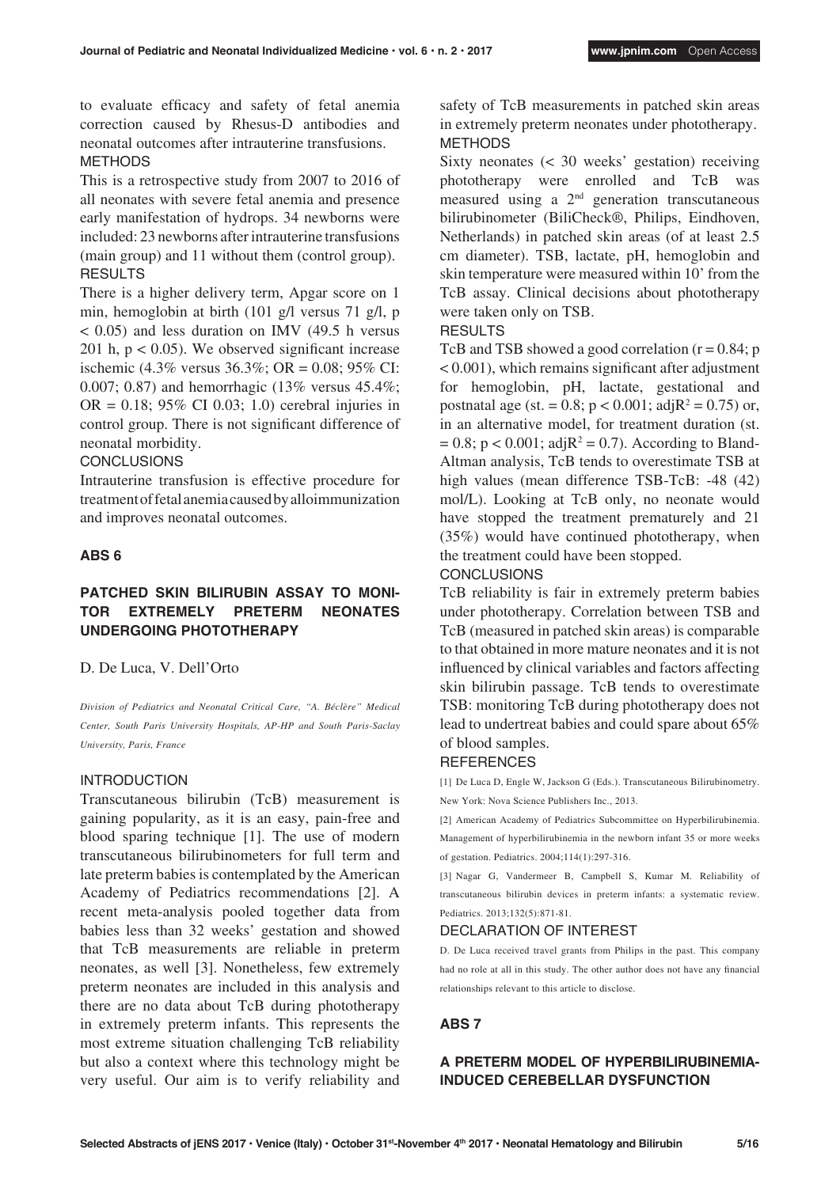to evaluate efficacy and safety of fetal anemia correction caused by Rhesus-D antibodies and neonatal outcomes after intrauterine transfusions.

METHODS

This is a retrospective study from 2007 to 2016 of all neonates with severe fetal anemia and presence early manifestation of hydrops. 34 newborns were included: 23 newborns after intrauterine transfusions (main group) and 11 without them (control group).

RESULTS

There is a higher delivery term, Apgar score on 1 min, hemoglobin at birth (101 g/l versus 71 g/l, $p < 0.05$) and less duration on IMV (49.5 h versus 201 h, $p < 0.05$). We observed significant increase ischemic (4.3% versus 36.3%; OR = 0.08; 95% CI: 0.007; 0.87) and hemorrhagic (13% versus 45.4%; OR = 0.18; 95% CI 0.03; 1.0) cerebral injuries in control group. There is not significant difference of neonatal morbidity.

CONCLUSIONS

Intrauterine transfusion is effective procedure for treatment of fetal anemia caused by alloimmunization and improves neonatal outcomes.

## ABS 6

## PATCHED SKIN BILIRUBIN ASSAY TO MONITOR EXTREMELY PRETERM NEONATES UNDERGOING PHOTOTHERAPY

D. De Luca, V. Dell'Orto

*Division of Pediatrics and Neonatal Critical Care, "A. Béclère" Medical Center, South Paris University Hospitals, AP-HP and South Paris-Saclay University, Paris, France*

INTRODUCTION

Transcutaneous bilirubin (TcB) measurement is gaining popularity, as it is an easy, pain-free and blood sparing technique [1]. The use of modern transcutaneous bilirubinometers for full term and late preterm babies is contemplated by the American Academy of Pediatrics recommendations [2]. A recent meta-analysis pooled together data from babies less than 32 weeks' gestation and showed that TcB measurements are reliable in preterm neonates, as well [3]. Nonetheless, few extremely preterm neonates are included in this analysis and there are no data about TcB during phototherapy in extremely preterm infants. This represents the most extreme situation challenging TcB reliability but also a context where this technology might be very useful. Our aim is to verify reliability and safety of TcB measurements in patched skin areas in extremely preterm neonates under phototherapy.

METHODS

Sixty neonates (< 30 weeks' gestation) receiving phototherapy were enrolled and TcB was measured using a 2[nd] generation transcutaneous bilirubinometer (BiliCheck®, Philips, Eindhoven, Netherlands) in patched skin areas (of at least 2.5 cm diameter). TSB, lactate, pH, hemoglobin and skin temperature were measured within 10' from the TcB assay. Clinical decisions about phototherapy were taken only on TSB.

RESULTS

TcB and TSB showed a good correlation ($r = 0.84$; $p < 0.001$), which remains significant after adjustment for hemoglobin, pH, lactate, gestational and postnatal age (st. = 0.8; $p < 0.001$; adj$R^2$ = 0.75) or, in an alternative model, for treatment duration (st. = 0.8; $p < 0.001$; adj$R^2$ = 0.7). According to Bland-Altman analysis, TcB tends to overestimate TSB at high values (mean difference TSB-TcB: -48 (42) mol/L). Looking at TcB only, no neonate would have stopped the treatment prematurely and 21 (35%) would have continued phototherapy, when the treatment could have been stopped.

CONCLUSIONS

TcB reliability is fair in extremely preterm babies under phototherapy. Correlation between TSB and TcB (measured in patched skin areas) is comparable to that obtained in more mature neonates and it is not influenced by clinical variables and factors affecting skin bilirubin passage. TcB tends to overestimate TSB: monitoring TcB during phototherapy does not lead to undertreat babies and could spare about 65% of blood samples.

REFERENCES

[1] De Luca D, Engle W, Jackson G (Eds.). Transcutaneous Bilirubinometry. New York: Nova Science Publishers Inc., 2013.

[2] American Academy of Pediatrics Subcommittee on Hyperbilirubinemia. Management of hyperbilirubinemia in the newborn infant 35 or more weeks of gestation. Pediatrics. 2004;114(1):297-316.

[3] Nagar G, Vandermeer B, Campbell S, Kumar M. Reliability of transcutaneous bilirubin devices in preterm infants: a systematic review. Pediatrics. 2013;132(5):871-81.

DECLARATION OF INTEREST

D. De Luca received travel grants from Philips in the past. This company had no role at all in this study. The other author does not have any financial relationships relevant to this article to disclose.

## ABS 7

## A PRETERM MODEL OF HYPERBILIRUBINEMIA-INDUCED CEREBELLAR DYSFUNCTION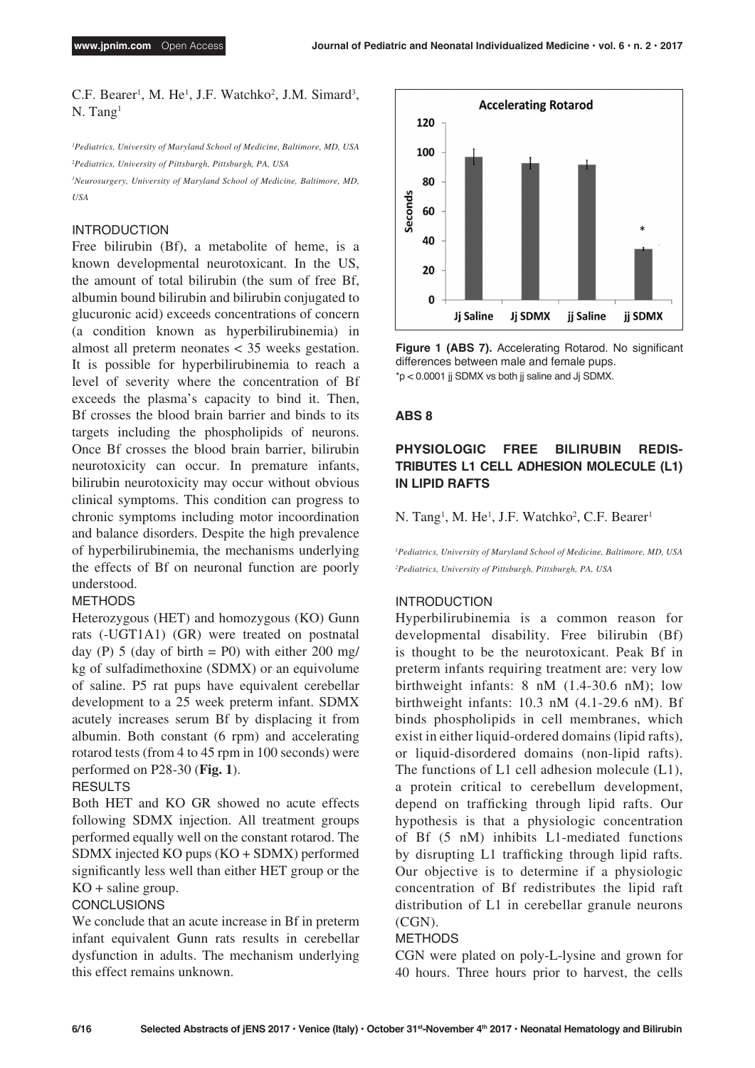C.F. Bearer[1], M. He[1], J.F. Watchko[2], J.M. Simard[3], N. Tang[1]

[1]Pediatrics, University of Maryland School of Medicine, Baltimore, MD, USA
[2]Pediatrics, University of Pittsburgh, Pittsburgh, PA, USA
[3]Neurosurgery, University of Maryland School of Medicine, Baltimore, MD, USA

### INTRODUCTION

Free bilirubin (Bf), a metabolite of heme, is a known developmental neurotoxicant. In the US, the amount of total bilirubin (the sum of free Bf, albumin bound bilirubin and bilirubin conjugated to glucuronic acid) exceeds concentrations of concern (a condition known as hyperbilirubinemia) in almost all preterm neonates < 35 weeks gestation. It is possible for hyperbilirubinemia to reach a level of severity where the concentration of Bf exceeds the plasma's capacity to bind it. Then, Bf crosses the blood brain barrier and binds to its targets including the phospholipids of neurons. Once Bf crosses the blood brain barrier, bilirubin neurotoxicity can occur. In premature infants, bilirubin neurotoxicity may occur without obvious clinical symptoms. This condition can progress to chronic symptoms including motor incoordination and balance disorders. Despite the high prevalence of hyperbilirubinemia, the mechanisms underlying the effects of Bf on neuronal function are poorly understood.

### METHODS

Heterozygous (HET) and homozygous (KO) Gunn rats (-UGT1A1) (GR) were treated on postnatal day (P) 5 (day of birth = P0) with either 200 mg/kg of sulfadimethoxine (SDMX) or an equivolume of saline. P5 rat pups have equivalent cerebellar development to a 25 week preterm infant. SDMX acutely increases serum Bf by displacing it from albumin. Both constant (6 rpm) and accelerating rotarod tests (from 4 to 45 rpm in 100 seconds) were performed on P28-30 (**Fig. 1**).

### RESULTS

Both HET and KO GR showed no acute effects following SDMX injection. All treatment groups performed equally well on the constant rotarod. The SDMX injected KO pups (KO + SDMX) performed significantly less well than either HET group or the KO + saline group.

### CONCLUSIONS

We conclude that an acute increase in Bf in preterm infant equivalent Gunn rats results in cerebellar dysfunction in adults. The mechanism underlying this effect remains unknown.

Accelerating Rotarod

Seconds

0
20
40
60
80
100
120

*

Jj Saline
Jj SDMX
jj Saline
jj SDMX

**Figure 1 (ABS 7).** Accelerating Rotarod. No significant differences between male and female pups.
*p < 0.0001 jj SDMX vs both jj saline and Jj SDMX.

## ABS 8

## PHYSIOLOGIC FREE BILIRUBIN REDISTRIBUTES L1 CELL ADHESION MOLECULE (L1) IN LIPID RAFTS

N. Tang[1], M. He[1], J.F. Watchko[2], C.F. Bearer[1]

[1]Pediatrics, University of Maryland School of Medicine, Baltimore, MD, USA
[2]Pediatrics, University of Pittsburgh, Pittsburgh, PA, USA

### INTRODUCTION

Hyperbilirubinemia is a common reason for developmental disability. Free bilirubin (Bf) is thought to be the neurotoxicant. Peak Bf in preterm infants requiring treatment are: very low birthweight infants: 8 nM (1.4-30.6 nM); low birthweight infants: 10.3 nM (4.1-29.6 nM). Bf binds phospholipids in cell membranes, which exist in either liquid-ordered domains (lipid rafts), or liquid-disordered domains (non-lipid rafts). The functions of L1 cell adhesion molecule (L1), a protein critical to cerebellum development, depend on trafficking through lipid rafts. Our hypothesis is that a physiologic concentration of Bf (5 nM) inhibits L1-mediated functions by disrupting L1 trafficking through lipid rafts. Our objective is to determine if a physiologic concentration of Bf redistributes the lipid raft distribution of L1 in cerebellar granule neurons (CGN).

### METHODS

CGN were plated on poly-L-lysine and grown for 40 hours. Three hours prior to harvest, the cells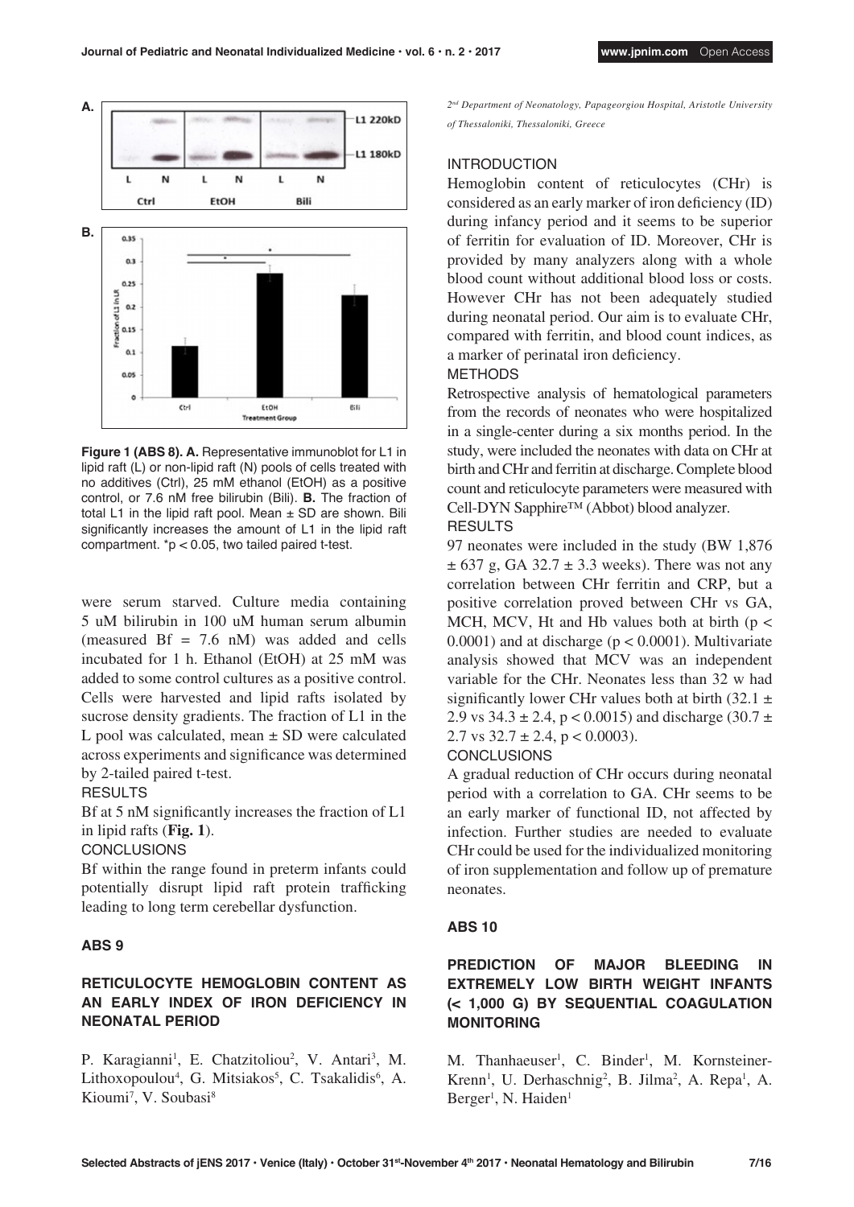A.

L1 220kD

L1 180kD

L N L N L N

Ctrl EtOH Bili

B.

0.35

0.3

0.25

0.2

0.15

0.1

0.05

0

Fraction of L1 in LR

Ctrl EtOH Bili

Treatment Group

**Figure 1 (ABS 8). A.** Representative immunoblot for L1 in lipid raft (L) or non-lipid raft (N) pools of cells treated with no additives (Ctrl), 25 mM ethanol (EtOH) as a positive control, or 7.6 nM free bilirubin (Bili). **B.** The fraction of total L1 in the lipid raft pool. Mean ± SD are shown. Bili significantly increases the amount of L1 in the lipid raft compartment. *p < 0.05, two tailed paired t-test.

were serum starved. Culture media containing 5 uM bilirubin in 100 uM human serum albumin (measured Bf = 7.6 nM) was added and cells incubated for 1 h. Ethanol (EtOH) at 25 mM was added to some control cultures as a positive control. Cells were harvested and lipid rafts isolated by sucrose density gradients. The fraction of L1 in the L pool was calculated, mean ± SD were calculated across experiments and significance was determined by 2-tailed paired t-test.

RESULTS

Bf at 5 nM significantly increases the fraction of L1 in lipid rafts (**Fig. 1**).

CONCLUSIONS

Bf within the range found in preterm infants could potentially disrupt lipid raft protein trafficking leading to long term cerebellar dysfunction.

## ABS 9

### RETICULOCYTE HEMOGLOBIN CONTENT AS AN EARLY INDEX OF IRON DEFICIENCY IN NEONATAL PERIOD

P. Karagianni[1], E. Chatzitoliou[2], V. Antari[3], M. Lithoxopoulou[4], G. Mitsiakos[5], C. Tsakalidis[6], A. Kioumi[7], V. Soubasi[8]

*[2nd] Department of Neonatology, Papageorgiou Hospital, Aristotle University of Thessaloniki, Thessaloniki, Greece*

INTRODUCTION

Hemoglobin content of reticulocytes (CHr) is considered as an early marker of iron deficiency (ID) during infancy period and it seems to be superior of ferritin for evaluation of ID. Moreover, CHr is provided by many analyzers along with a whole blood count without additional blood loss or costs. However CHr has not been adequately studied during neonatal period. Our aim is to evaluate CHr, compared with ferritin, and blood count indices, as a marker of perinatal iron deficiency.

METHODS

Retrospective analysis of hematological parameters from the records of neonates who were hospitalized in a single-center during a six months period. In the study, were included the neonates with data on CHr at birth and CHr and ferritin at discharge. Complete blood count and reticulocyte parameters were measured with Cell-DYN Sapphire™ (Abbot) blood analyzer.

RESULTS

97 neonates were included in the study (BW 1,876 ± 637 g, GA 32.7 ± 3.3 weeks). There was not any correlation between CHr ferritin and CRP, but a positive correlation proved between CHr vs GA, MCH, MCV, Ht and Hb values both at birth ($p < 0.0001$) and at discharge ($p < 0.0001$). Multivariate analysis showed that MCV was an independent variable for the CHr. Neonates less than 32 w had significantly lower CHr values both at birth (32.1 ± 2.9 vs 34.3 ± 2.4, $p < 0.0015$) and discharge (30.7 ± 2.7 vs 32.7 ± 2.4, $p < 0.0003$).

CONCLUSIONS

A gradual reduction of CHr occurs during neonatal period with a correlation to GA. CHr seems to be an early marker of functional ID, not affected by infection. Further studies are needed to evaluate CHr could be used for the individualized monitoring of iron supplementation and follow up of premature neonates.

## ABS 10

### PREDICTION OF MAJOR BLEEDING IN EXTREMELY LOW BIRTH WEIGHT INFANTS (< 1,000 G) BY SEQUENTIAL COAGULATION MONITORING

M. Thanhaeuser[1], C. Binder[1], M. Kornsteiner-Krenn[1], U. Derhaschnig[2], B. Jilma[2], A. Repa[1], A. Berger[1], N. Haiden[1]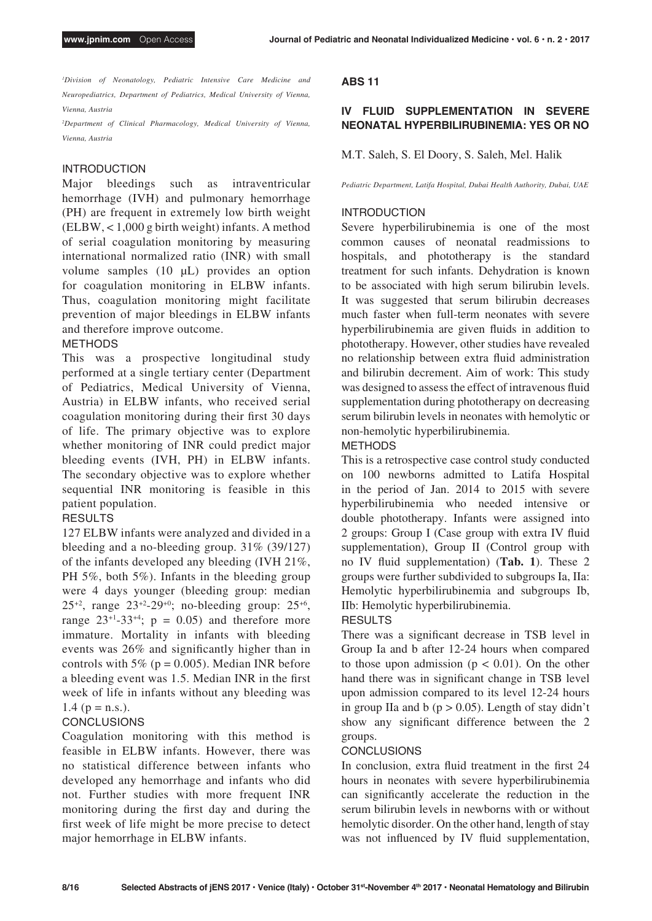[1]Division of Neonatology, Pediatric Intensive Care Medicine and Neuropediatrics, Department of Pediatrics, Medical University of Vienna, Vienna, Austria

[2]Department of Clinical Pharmacology, Medical University of Vienna, Vienna, Austria

### INTRODUCTION

Major bleedings such as intraventricular hemorrhage (IVH) and pulmonary hemorrhage (PH) are frequent in extremely low birth weight (ELBW, < 1,000 g birth weight) infants. A method of serial coagulation monitoring by measuring international normalized ratio (INR) with small volume samples (10 µL) provides an option for coagulation monitoring in ELBW infants. Thus, coagulation monitoring might facilitate prevention of major bleedings in ELBW infants and therefore improve outcome.

### METHODS

This was a prospective longitudinal study performed at a single tertiary center (Department of Pediatrics, Medical University of Vienna, Austria) in ELBW infants, who received serial coagulation monitoring during their first 30 days of life. The primary objective was to explore whether monitoring of INR could predict major bleeding events (IVH, PH) in ELBW infants. The secondary objective was to explore whether sequential INR monitoring is feasible in this patient population.

### RESULTS

127 ELBW infants were analyzed and divided in a bleeding and a no-bleeding group. 31% (39/127) of the infants developed any bleeding (IVH 21%, PH 5%, both 5%). Infants in the bleeding group were 4 days younger (bleeding group: median $25^{+2}$, range $23^{+2}$-$29^{+0}$; no-bleeding group: $25^{+6}$, range $23^{+1}$-$33^{+4}$; $p = 0.05$) and therefore more immature. Mortality in infants with bleeding events was 26% and significantly higher than in controls with 5% ($p = 0.005$). Median INR before a bleeding event was 1.5. Median INR in the first week of life in infants without any bleeding was 1.4 (p = n.s.).

### CONCLUSIONS

Coagulation monitoring with this method is feasible in ELBW infants. However, there was no statistical difference between infants who developed any hemorrhage and infants who did not. Further studies with more frequent INR monitoring during the first day and during the first week of life might be more precise to detect major hemorrhage in ELBW infants.

## ABS 11

## IV FLUID SUPPLEMENTATION IN SEVERE NEONATAL HYPERBILIRUBINEMIA: YES OR NO

M.T. Saleh, S. El Doory, S. Saleh, Mel. Halik

*Pediatric Department, Latifa Hospital, Dubai Health Authority, Dubai, UAE*

### INTRODUCTION

Severe hyperbilirubinemia is one of the most common causes of neonatal readmissions to hospitals, and phototherapy is the standard treatment for such infants. Dehydration is known to be associated with high serum bilirubin levels. It was suggested that serum bilirubin decreases much faster when full-term neonates with severe hyperbilirubinemia are given fluids in addition to phototherapy. However, other studies have revealed no relationship between extra fluid administration and bilirubin decrement. Aim of work: This study was designed to assess the effect of intravenous fluid supplementation during phototherapy on decreasing serum bilirubin levels in neonates with hemolytic or non-hemolytic hyperbilirubinemia.

### METHODS

This is a retrospective case control study conducted on 100 newborns admitted to Latifa Hospital in the period of Jan. 2014 to 2015 with severe hyperbilirubinemia who needed intensive or double phototherapy. Infants were assigned into 2 groups: Group I (Case group with extra IV fluid supplementation), Group II (Control group with no IV fluid supplementation) (**Tab. 1**). These 2 groups were further subdivided to subgroups Ia, IIa: Hemolytic hyperbilirubinemia and subgroups Ib, IIb: Hemolytic hyperbilirubinemia.

### RESULTS

There was a significant decrease in TSB level in Group Ia and b after 12-24 hours when compared to those upon admission ($p < 0.01$). On the other hand there was in significant change in TSB level upon admission compared to its level 12-24 hours in group IIa and b ($p > 0.05$). Length of stay didn't show any significant difference between the 2 groups.

### CONCLUSIONS

In conclusion, extra fluid treatment in the first 24 hours in neonates with severe hyperbilirubinemia can significantly accelerate the reduction in the serum bilirubin levels in newborns with or without hemolytic disorder. On the other hand, length of stay was not influenced by IV fluid supplementation,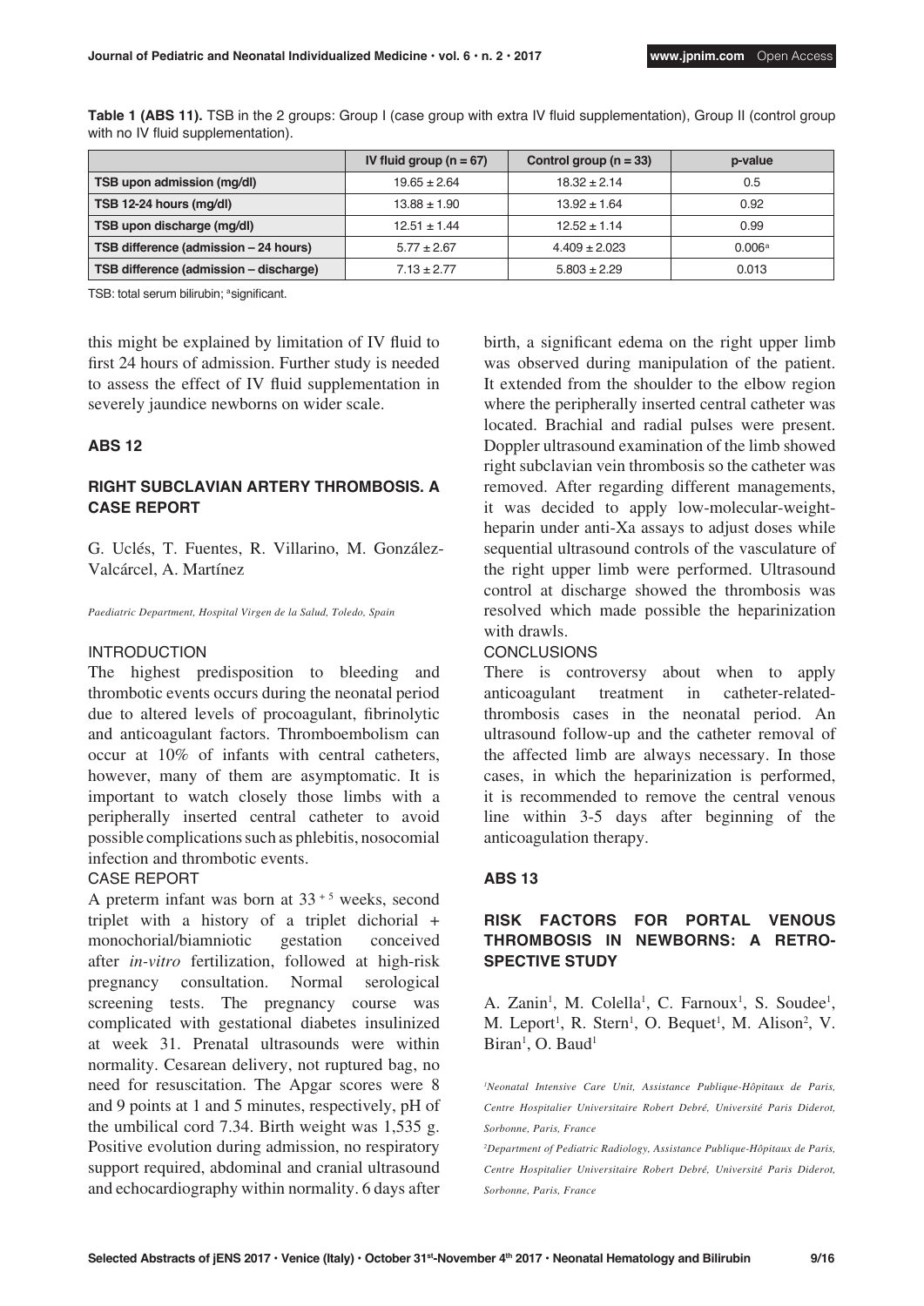**Table 1 (ABS 11).** TSB in the 2 groups: Group I (case group with extra IV fluid supplementation), Group II (control group with no IV fluid supplementation).

| | IV fluid group (n = 67) | Control group (n = 33) | p-value |
|---|---|---|---|
| TSB upon admission (mg/dl) | 19.65 ± 2.64 | 18.32 ± 2.14 | 0.5 |
| TSB 12-24 hours (mg/dl) | 13.88 ± 1.90 | 13.92 ± 1.64 | 0.92 |
| TSB upon discharge (mg/dl) | 12.51 ± 1.44 | 12.52 ± 1.14 | 0.99 |
| TSB difference (admission – 24 hours) | 5.77 ± 2.67 | 4.409 ± 2.023 | 0.006[a] |
| TSB difference (admission – discharge) | 7.13 ± 2.77 | 5.803 ± 2.29 | 0.013 |

TSB: total serum bilirubin; [a]significant.

this might be explained by limitation of IV fluid to first 24 hours of admission. Further study is needed to assess the effect of IV fluid supplementation in severely jaundice newborns on wider scale.

## ABS 12

### RIGHT SUBCLAVIAN ARTERY THROMBOSIS. A CASE REPORT

G. Uclés, T. Fuentes, R. Villarino, M. González-Valcárcel, A. Martínez

*Paediatric Department, Hospital Virgen de la Salud, Toledo, Spain*

INTRODUCTION

The highest predisposition to bleeding and thrombotic events occurs during the neonatal period due to altered levels of procoagulant, fibrinolytic and anticoagulant factors. Thromboembolism can occur at 10% of infants with central catheters, however, many of them are asymptomatic. It is important to watch closely those limbs with a peripherally inserted central catheter to avoid possible complications such as phlebitis, nosocomial infection and thrombotic events.

CASE REPORT

A preterm infant was born at 33 + 5 weeks, second triplet with a history of a triplet dichorial + monochorial/biamniotic gestation conceived after *in-vitro* fertilization, followed at high-risk pregnancy consultation. Normal serological screening tests. The pregnancy course was complicated with gestational diabetes insulinized at week 31. Prenatal ultrasounds were within normality. Cesarean delivery, not ruptured bag, no need for resuscitation. The Apgar scores were 8 and 9 points at 1 and 5 minutes, respectively, pH of the umbilical cord 7.34. Birth weight was 1,535 g. Positive evolution during admission, no respiratory support required, abdominal and cranial ultrasound and echocardiography within normality. 6 days after birth, a significant edema on the right upper limb was observed during manipulation of the patient. It extended from the shoulder to the elbow region where the peripherally inserted central catheter was located. Brachial and radial pulses were present. Doppler ultrasound examination of the limb showed right subclavian vein thrombosis so the catheter was removed. After regarding different managements, it was decided to apply low-molecular-weight-heparin under anti-Xa assays to adjust doses while sequential ultrasound controls of the vasculature of the right upper limb were performed. Ultrasound control at discharge showed the thrombosis was resolved which made possible the heparinization with drawls.

CONCLUSIONS

There is controversy about when to apply anticoagulant treatment in catheter-related-thrombosis cases in the neonatal period. An ultrasound follow-up and the catheter removal of the affected limb are always necessary. In those cases, in which the heparinization is performed, it is recommended to remove the central venous line within 3-5 days after beginning of the anticoagulation therapy.

## ABS 13

### RISK FACTORS FOR PORTAL VENOUS THROMBOSIS IN NEWBORNS: A RETROSPECTIVE STUDY

A. Zanin[1], M. Colella[1], C. Farnoux[1], S. Soudee[1], M. Leport[1], R. Stern[1], O. Bequet[1], M. Alison[2], V. Biran[1], O. Baud[1]

*[1]Neonatal Intensive Care Unit, Assistance Publique-Hôpitaux de Paris, Centre Hospitalier Universitaire Robert Debré, Université Paris Diderot, Sorbonne, Paris, France*

*[2]Department of Pediatric Radiology, Assistance Publique-Hôpitaux de Paris, Centre Hospitalier Universitaire Robert Debré, Université Paris Diderot, Sorbonne, Paris, France*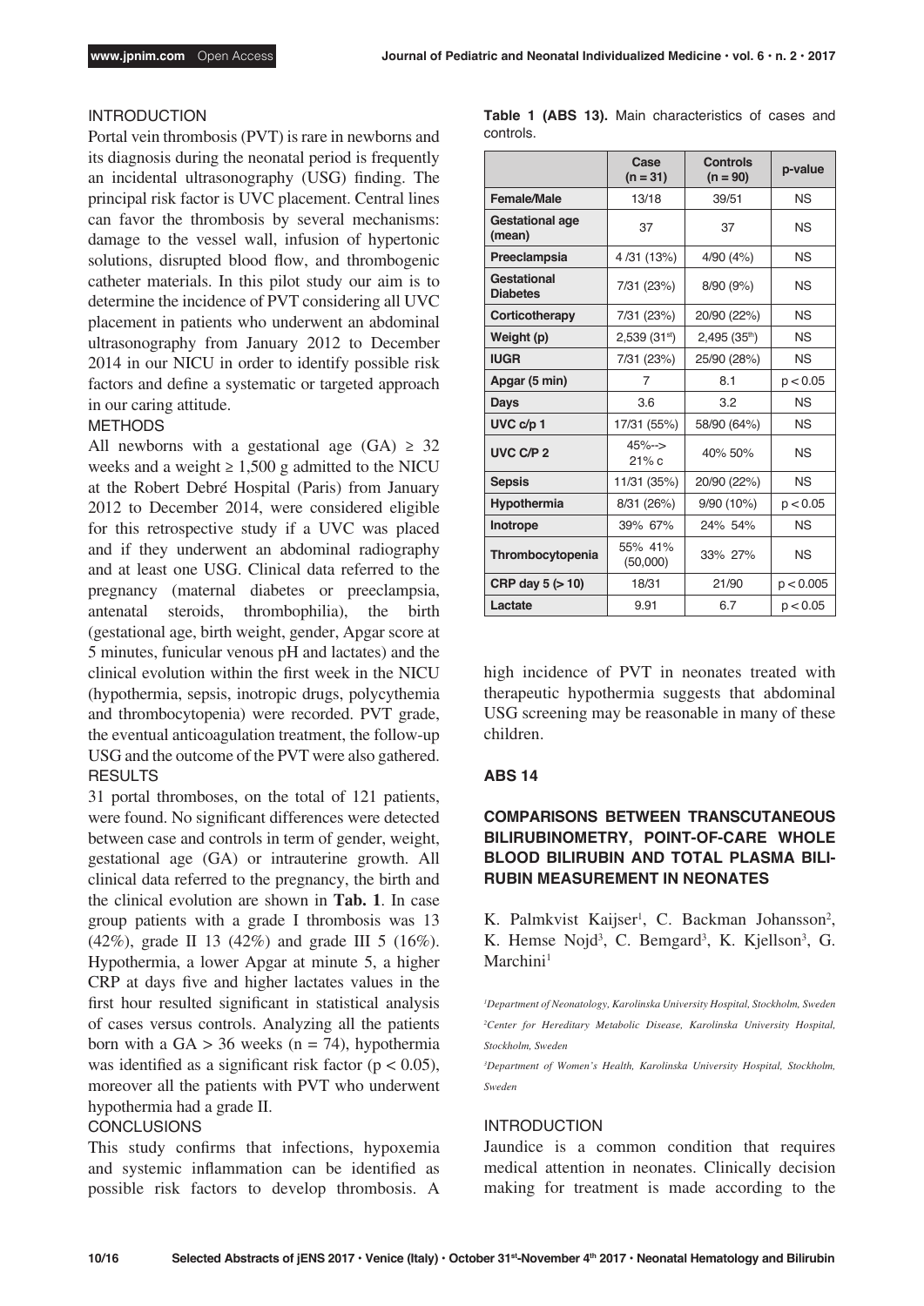INTRODUCTION

Portal vein thrombosis (PVT) is rare in newborns and its diagnosis during the neonatal period is frequently an incidental ultrasonography (USG) finding. The principal risk factor is UVC placement. Central lines can favor the thrombosis by several mechanisms: damage to the vessel wall, infusion of hypertonic solutions, disrupted blood flow, and thrombogenic catheter materials. In this pilot study our aim is to determine the incidence of PVT considering all UVC placement in patients who underwent an abdominal ultrasonography from January 2012 to December 2014 in our NICU in order to identify possible risk factors and define a systematic or targeted approach in our caring attitude.

METHODS

All newborns with a gestational age (GA) $\geq$ 32 weeks and a weight $\geq$ 1,500 g admitted to the NICU at the Robert Debré Hospital (Paris) from January 2012 to December 2014, were considered eligible for this retrospective study if a UVC was placed and if they underwent an abdominal radiography and at least one USG. Clinical data referred to the pregnancy (maternal diabetes or preeclampsia, antenatal steroids, thrombophilia), the birth (gestational age, birth weight, gender, Apgar score at 5 minutes, funicular venous pH and lactates) and the clinical evolution within the first week in the NICU (hypothermia, sepsis, inotropic drugs, polycythemia and thrombocytopenia) were recorded. PVT grade, the eventual anticoagulation treatment, the follow-up USG and the outcome of the PVT were also gathered.

RESULTS

31 portal thromboses, on the total of 121 patients, were found. No significant differences were detected between case and controls in term of gender, weight, gestational age (GA) or intrauterine growth. All clinical data referred to the pregnancy, the birth and the clinical evolution are shown in **Tab. 1**. In case group patients with a grade I thrombosis was 13 (42%), grade II 13 (42%) and grade III 5 (16%). Hypothermia, a lower Apgar at minute 5, a higher CRP at days five and higher lactates values in the first hour resulted significant in statistical analysis of cases versus controls. Analyzing all the patients born with a GA > 36 weeks (n = 74), hypothermia was identified as a significant risk factor ($p < 0.05$), moreover all the patients with PVT who underwent hypothermia had a grade II.

CONCLUSIONS

This study confirms that infections, hypoxemia and systemic inflammation can be identified as possible risk factors to develop thrombosis. A high incidence of PVT in neonates treated with therapeutic hypothermia suggests that abdominal USG screening may be reasonable in many of these children.

**Table 1 (ABS 13).** Main characteristics of cases and controls.

| | Case (n = 31) | Controls (n = 90) | p-value |
|---|---|---|---|
| **Female/Male** | 13/18 | 39/51 | NS |
| **Gestational age (mean)** | 37 | 37 | NS |
| **Preeclampsia** | 4 /31 (13%) | 4/90 (4%) | NS |
| **Gestational Diabetes** | 7/31 (23%) | 8/90 (9%) | NS |
| **Corticotherapy** | 7/31 (23%) | 20/90 (22%) | NS |
| **Weight (p)** | 2,539 (31st) | 2,495 (35th) | NS |
| **IUGR** | 7/31 (23%) | 25/90 (28%) | NS |
| **Apgar (5 min)** | 7 | 8.1 | $p < 0.05$ |
| **Days** | 3.6 | 3.2 | NS |
| **UVC c/p 1** | 17/31 (55%) | 58/90 (64%) | NS |
| **UVC C/P 2** | 45%--> 21% c | 40% 50% | NS |
| **Sepsis** | 11/31 (35%) | 20/90 (22%) | NS |
| **Hypothermia** | 8/31 (26%) | 9/90 (10%) | $p < 0.05$ |
| **Inotrope** | 39% 67% | 24% 54% | NS |
| **Thrombocytopenia** | 55% 41% (50,000) | 33% 27% | NS |
| **CRP day 5 (> 10)** | 18/31 | 21/90 | $p < 0.005$ |
| **Lactate** | 9.91 | 6.7 | $p < 0.05$ |

## ABS 14

### COMPARISONS BETWEEN TRANSCUTANEOUS BILIRUBINOMETRY, POINT-OF-CARE WHOLE BLOOD BILIRUBIN AND TOTAL PLASMA BILIRUBIN MEASUREMENT IN NEONATES

K. Palmkvist Kaijser[1], C. Backman Johansson[2], K. Hemse Nojd[3], C. Bemgard[3], K. Kjellson[3], G. Marchini[1]

*[1]Department of Neonatology, Karolinska University Hospital, Stockholm, Sweden*

*[2]Center for Hereditary Metabolic Disease, Karolinska University Hospital, Stockholm, Sweden*

*[3]Department of Women's Health, Karolinska University Hospital, Stockholm, Sweden*

INTRODUCTION

Jaundice is a common condition that requires medical attention in neonates. Clinically decision making for treatment is made according to the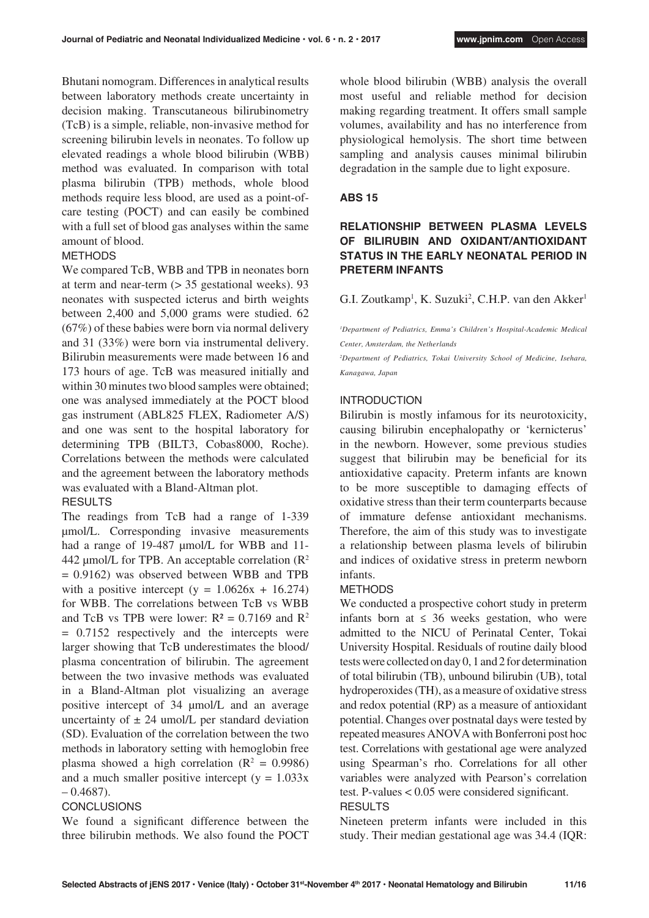Bhutani nomogram. Differences in analytical results between laboratory methods create uncertainty in decision making. Transcutaneous bilirubinometry (TcB) is a simple, reliable, non-invasive method for screening bilirubin levels in neonates. To follow up elevated readings a whole blood bilirubin (WBB) method was evaluated. In comparison with total plasma bilirubin (TPB) methods, whole blood methods require less blood, are used as a point-of-care testing (POCT) and can easily be combined with a full set of blood gas analyses within the same amount of blood.

METHODS

We compared TcB, WBB and TPB in neonates born at term and near-term (> 35 gestational weeks). 93 neonates with suspected icterus and birth weights between 2,400 and 5,000 grams were studied. 62 (67%) of these babies were born via normal delivery and 31 (33%) were born via instrumental delivery. Bilirubin measurements were made between 16 and 173 hours of age. TcB was measured initially and within 30 minutes two blood samples were obtained; one was analysed immediately at the POCT blood gas instrument (ABL825 FLEX, Radiometer A/S) and one was sent to the hospital laboratory for determining TPB (BILT3, Cobas8000, Roche). Correlations between the methods were calculated and the agreement between the laboratory methods was evaluated with a Bland-Altman plot.

RESULTS

The readings from TcB had a range of 1-339 µmol/L. Corresponding invasive measurements had a range of 19-487 µmol/L for WBB and 11-442 µmol/L for TPB. An acceptable correlation ($R^2 = 0.9162$) was observed between WBB and TPB with a positive intercept ($y = 1.0626x + 16.274$) for WBB. The correlations between TcB vs WBB and TcB vs TPB were lower: $R^2 = 0.7169$ and $R^2 = 0.7152$ respectively and the intercepts were larger showing that TcB underestimates the blood/plasma concentration of bilirubin. The agreement between the two invasive methods was evaluated in a Bland-Altman plot visualizing an average positive intercept of 34 µmol/L and an average uncertainty of ± 24 umol/L per standard deviation (SD). Evaluation of the correlation between the two methods in laboratory setting with hemoglobin free plasma showed a high correlation ($R^2 = 0.9986$) and a much smaller positive intercept ($y = 1.033x - 0.4687$).

CONCLUSIONS

We found a significant difference between the three bilirubin methods. We also found the POCT whole blood bilirubin (WBB) analysis the overall most useful and reliable method for decision making regarding treatment. It offers small sample volumes, availability and has no interference from physiological hemolysis. The short time between sampling and analysis causes minimal bilirubin degradation in the sample due to light exposure.

## ABS 15

### RELATIONSHIP BETWEEN PLASMA LEVELS OF BILIRUBIN AND OXIDANT/ANTIOXIDANT STATUS IN THE EARLY NEONATAL PERIOD IN PRETERM INFANTS

G.I. Zoutkamp[1], K. Suzuki[2], C.H.P. van den Akker[1]

*[1]Department of Pediatrics, Emma's Children's Hospital-Academic Medical Center, Amsterdam, the Netherlands*

*[2]Department of Pediatrics, Tokai University School of Medicine, Isehara, Kanagawa, Japan*

INTRODUCTION

Bilirubin is mostly infamous for its neurotoxicity, causing bilirubin encephalopathy or 'kernicterus' in the newborn. However, some previous studies suggest that bilirubin may be beneficial for its antioxidative capacity. Preterm infants are known to be more susceptible to damaging effects of oxidative stress than their term counterparts because of immature defense antioxidant mechanisms. Therefore, the aim of this study was to investigate a relationship between plasma levels of bilirubin and indices of oxidative stress in preterm newborn infants.

METHODS

We conducted a prospective cohort study in preterm infants born at ≤ 36 weeks gestation, who were admitted to the NICU of Perinatal Center, Tokai University Hospital. Residuals of routine daily blood tests were collected on day 0, 1 and 2 for determination of total bilirubin (TB), unbound bilirubin (UB), total hydroperoxides (TH), as a measure of oxidative stress and redox potential (RP) as a measure of antioxidant potential. Changes over postnatal days were tested by repeated measures ANOVA with Bonferroni post hoc test. Correlations with gestational age were analyzed using Spearman's rho. Correlations for all other variables were analyzed with Pearson's correlation test. P-values < 0.05 were considered significant.

RESULTS

Nineteen preterm infants were included in this study. Their median gestational age was 34.4 (IQR: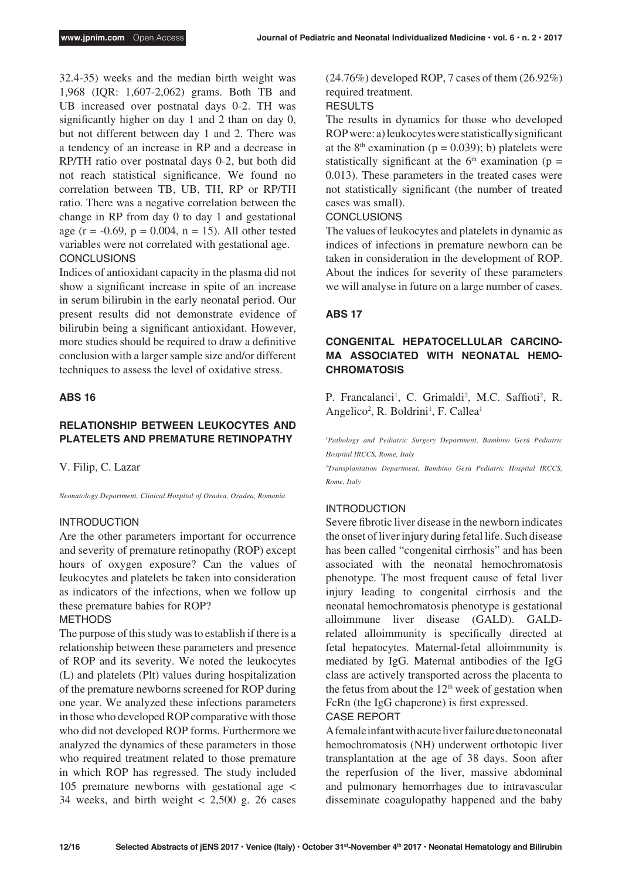32.4-35) weeks and the median birth weight was 1,968 (IQR: 1,607-2,062) grams. Both TB and UB increased over postnatal days 0-2. TH was significantly higher on day 1 and 2 than on day 0, but not different between day 1 and 2. There was a tendency of an increase in RP and a decrease in RP/TH ratio over postnatal days 0-2, but both did not reach statistical significance. We found no correlation between TB, UB, TH, RP or RP/TH ratio. There was a negative correlation between the change in RP from day 0 to day 1 and gestational age ($r = -0.69$, $p = 0.004$, $n = 15$). All other tested variables were not correlated with gestational age.

### CONCLUSIONS

Indices of antioxidant capacity in the plasma did not show a significant increase in spite of an increase in serum bilirubin in the early neonatal period. Our present results did not demonstrate evidence of bilirubin being a significant antioxidant. However, more studies should be required to draw a definitive conclusion with a larger sample size and/or different techniques to assess the level of oxidative stress.

## ABS 16

## RELATIONSHIP BETWEEN LEUKOCYTES AND PLATELETS AND PREMATURE RETINOPATHY

V. Filip, C. Lazar

*Neonatology Department, Clinical Hospital of Oradea, Oradea, Romania*

### INTRODUCTION

Are the other parameters important for occurrence and severity of premature retinopathy (ROP) except hours of oxygen exposure? Can the values of leukocytes and platelets be taken into consideration as indicators of the infections, when we follow up these premature babies for ROP?

### METHODS

The purpose of this study was to establish if there is a relationship between these parameters and presence of ROP and its severity. We noted the leukocytes (L) and platelets (Plt) values during hospitalization of the premature newborns screened for ROP during one year. We analyzed these infections parameters in those who developed ROP comparative with those who did not developed ROP forms. Furthermore we analyzed the dynamics of these parameters in those who required treatment related to those premature in which ROP has regressed. The study included 105 premature newborns with gestational age < 34 weeks, and birth weight < 2,500 g. 26 cases (24.76%) developed ROP, 7 cases of them (26.92%) required treatment.

### RESULTS

The results in dynamics for those who developed ROP were: a) leukocytes were statistically significant at the 8th examination ($p = 0.039$); b) platelets were statistically significant at the 6th examination ($p = 0.013$). These parameters in the treated cases were not statistically significant (the number of treated cases was small).

### CONCLUSIONS

The values of leukocytes and platelets in dynamic as indices of infections in premature newborn can be taken in consideration in the development of ROP. About the indices for severity of these parameters we will analyse in future on a large number of cases.

## ABS 17

## CONGENITAL HEPATOCELLULAR CARCINOMA ASSOCIATED WITH NEONATAL HEMOCHROMATOSIS

P. Francalanci[1], C. Grimaldi[2], M.C. Saffioti[2], R. Angelico[2], R. Boldrini[1], F. Callea[1]

*[1]Pathology and Pediatric Surgery Department, Bambino Gesù Pediatric Hospital IRCCS, Rome, Italy*

*[2]Transplantation Department, Bambino Gesù Pediatric Hospital IRCCS, Rome, Italy*

### INTRODUCTION

Severe fibrotic liver disease in the newborn indicates the onset of liver injury during fetal life. Such disease has been called "congenital cirrhosis" and has been associated with the neonatal hemochromatosis phenotype. The most frequent cause of fetal liver injury leading to congenital cirrhosis and the neonatal hemochromatosis phenotype is gestational alloimmune liver disease (GALD). GALD-related alloimmunity is specifically directed at fetal hepatocytes. Maternal-fetal alloimmunity is mediated by IgG. Maternal antibodies of the IgG class are actively transported across the placenta to the fetus from about the 12th week of gestation when FcRn (the IgG chaperone) is first expressed.

### CASE REPORT

A female infant with acute liver failure due to neonatal hemochromatosis (NH) underwent orthotopic liver transplantation at the age of 38 days. Soon after the reperfusion of the liver, massive abdominal and pulmonary hemorrhages due to intravascular disseminate coagulopathy happened and the baby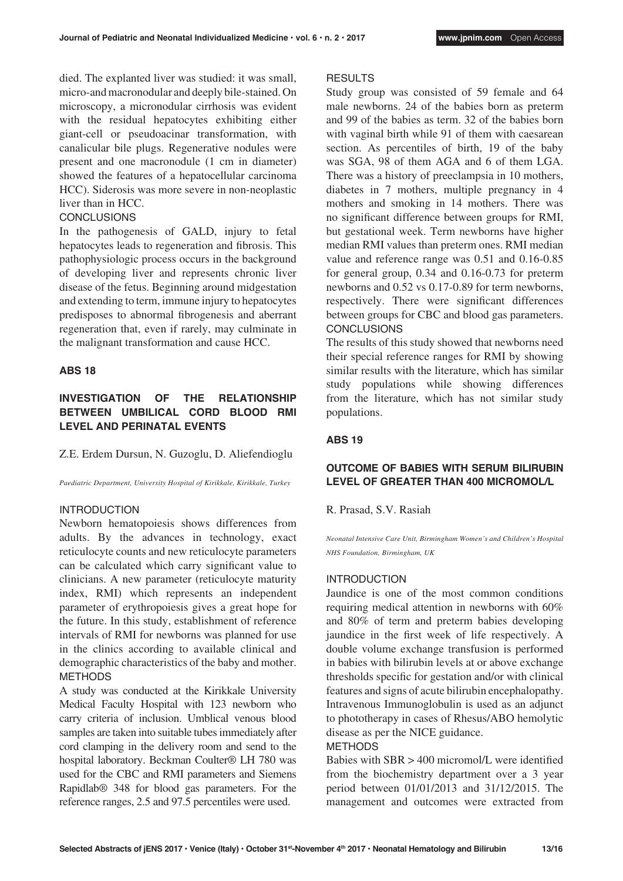died. The explanted liver was studied: it was small, micro-and macronodular and deeply bile-stained. On microscopy, a micronodular cirrhosis was evident with the residual hepatocytes exhibiting either giant-cell or pseudoacinar transformation, with canalicular bile plugs. Regenerative nodules were present and one macronodule (1 cm in diameter) showed the features of a hepatocellular carcinoma HCC). Siderosis was more severe in non-neoplastic liver than in HCC.

CONCLUSIONS

In the pathogenesis of GALD, injury to fetal hepatocytes leads to regeneration and fibrosis. This pathophysiologic process occurs in the background of developing liver and represents chronic liver disease of the fetus. Beginning around midgestation and extending to term, immune injury to hepatocytes predisposes to abnormal fibrogenesis and aberrant regeneration that, even if rarely, may culminate in the malignant transformation and cause HCC.

## ABS 18

### INVESTIGATION OF THE RELATIONSHIP BETWEEN UMBILICAL CORD BLOOD RMI LEVEL AND PERINATAL EVENTS

Z.E. Erdem Dursun, N. Guzoglu, D. Aliefendioglu

*Paediatric Department, University Hospital of Kirikkale, Kirikkale, Turkey*

INTRODUCTION

Newborn hematopoiesis shows differences from adults. By the advances in technology, exact reticulocyte counts and new reticulocyte parameters can be calculated which carry significant value to clinicians. A new parameter (reticulocyte maturity index, RMI) which represents an independent parameter of erythropoiesis gives a great hope for the future. In this study, establishment of reference intervals of RMI for newborns was planned for use in the clinics according to available clinical and demographic characteristics of the baby and mother.

METHODS

A study was conducted at the Kirikkale University Medical Faculty Hospital with 123 newborn who carry criteria of inclusion. Umblical venous blood samples are taken into suitable tubes immediately after cord clamping in the delivery room and send to the hospital laboratory. Beckman Coulter® LH 780 was used for the CBC and RMI parameters and Siemens Rapidlab® 348 for blood gas parameters. For the reference ranges, 2.5 and 97.5 percentiles were used.

RESULTS

Study group was consisted of 59 female and 64 male newborns. 24 of the babies born as preterm and 99 of the babies as term. 32 of the babies born with vaginal birth while 91 of them with caesarean section. As percentiles of birth, 19 of the baby was SGA, 98 of them AGA and 6 of them LGA. There was a history of preeclampsia in 10 mothers, diabetes in 7 mothers, multiple pregnancy in 4 mothers and smoking in 14 mothers. There was no significant difference between groups for RMI, but gestational week. Term newborns have higher median RMI values than preterm ones. RMI median value and reference range was 0.51 and 0.16-0.85 for general group, 0.34 and 0.16-0.73 for preterm newborns and 0.52 vs 0.17-0.89 for term newborns, respectively. There were significant differences between groups for CBC and blood gas parameters.

CONCLUSIONS

The results of this study showed that newborns need their special reference ranges for RMI by showing similar results with the literature, which has similar study populations while showing differences from the literature, which has not similar study populations.

## ABS 19

### OUTCOME OF BABIES WITH SERUM BILIRUBIN LEVEL OF GREATER THAN 400 MICROMOL/L

R. Prasad, S.V. Rasiah

*Neonatal Intensive Care Unit, Birmingham Women's and Children's Hospital NHS Foundation, Birmingham, UK*

INTRODUCTION

Jaundice is one of the most common conditions requiring medical attention in newborns with 60% and 80% of term and preterm babies developing jaundice in the first week of life respectively. A double volume exchange transfusion is performed in babies with bilirubin levels at or above exchange thresholds specific for gestation and/or with clinical features and signs of acute bilirubin encephalopathy. Intravenous Immunoglobulin is used as an adjunct to phototherapy in cases of Rhesus/ABO hemolytic disease as per the NICE guidance.

METHODS

Babies with SBR > 400 micromol/L were identified from the biochemistry department over a 3 year period between 01/01/2013 and 31/12/2015. The management and outcomes were extracted from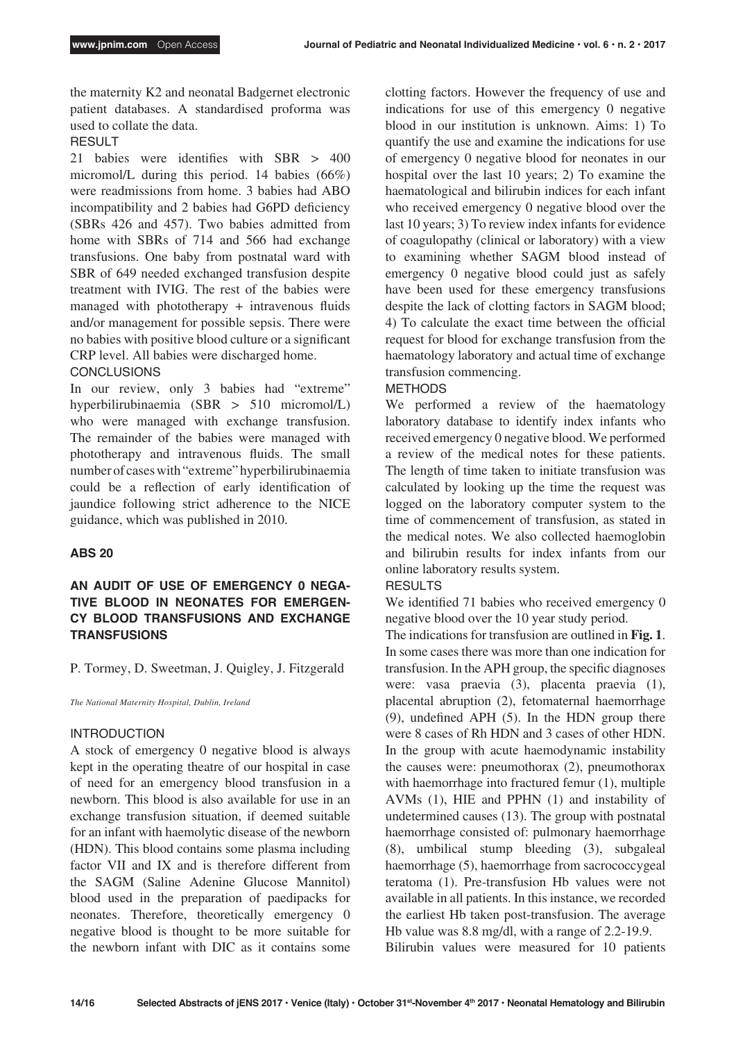the maternity K2 and neonatal Badgernet electronic patient databases. A standardised proforma was used to collate the data.

RESULT

21 babies were identifies with SBR > 400 micromol/L during this period. 14 babies (66%) were readmissions from home. 3 babies had ABO incompatibility and 2 babies had G6PD deficiency (SBRs 426 and 457). Two babies admitted from home with SBRs of 714 and 566 had exchange transfusions. One baby from postnatal ward with SBR of 649 needed exchanged transfusion despite treatment with IVIG. The rest of the babies were managed with phototherapy + intravenous fluids and/or management for possible sepsis. There were no babies with positive blood culture or a significant CRP level. All babies were discharged home.

CONCLUSIONS

In our review, only 3 babies had "extreme" hyperbilirubinaemia (SBR > 510 micromol/L) who were managed with exchange transfusion. The remainder of the babies were managed with phototherapy and intravenous fluids. The small number of cases with "extreme" hyperbilirubinaemia could be a reflection of early identification of jaundice following strict adherence to the NICE guidance, which was published in 2010.

## ABS 20

### AN AUDIT OF USE OF EMERGENCY 0 NEGATIVE BLOOD IN NEONATES FOR EMERGENCY BLOOD TRANSFUSIONS AND EXCHANGE TRANSFUSIONS

P. Tormey, D. Sweetman, J. Quigley, J. Fitzgerald

*The National Maternity Hospital, Dublin, Ireland*

INTRODUCTION

A stock of emergency 0 negative blood is always kept in the operating theatre of our hospital in case of need for an emergency blood transfusion in a newborn. This blood is also available for use in an exchange transfusion situation, if deemed suitable for an infant with haemolytic disease of the newborn (HDN). This blood contains some plasma including factor VII and IX and is therefore different from the SAGM (Saline Adenine Glucose Mannitol) blood used in the preparation of paedipacks for neonates. Therefore, theoretically emergency 0 negative blood is thought to be more suitable for the newborn infant with DIC as it contains some clotting factors. However the frequency of use and indications for use of this emergency 0 negative blood in our institution is unknown. Aims: 1) To quantify the use and examine the indications for use of emergency 0 negative blood for neonates in our hospital over the last 10 years; 2) To examine the haematological and bilirubin indices for each infant who received emergency 0 negative blood over the last 10 years; 3) To review index infants for evidence of coagulopathy (clinical or laboratory) with a view to examining whether SAGM blood instead of emergency 0 negative blood could just as safely have been used for these emergency transfusions despite the lack of clotting factors in SAGM blood; 4) To calculate the exact time between the official request for blood for exchange transfusion from the haematology laboratory and actual time of exchange transfusion commencing.

METHODS

We performed a review of the haematology laboratory database to identify index infants who received emergency 0 negative blood. We performed a review of the medical notes for these patients. The length of time taken to initiate transfusion was calculated by looking up the time the request was logged on the laboratory computer system to the time of commencement of transfusion, as stated in the medical notes. We also collected haemoglobin and bilirubin results for index infants from our online laboratory results system.

RESULTS

We identified 71 babies who received emergency 0 negative blood over the 10 year study period.

The indications for transfusion are outlined in **Fig. 1**. In some cases there was more than one indication for transfusion. In the APH group, the specific diagnoses were: vasa praevia (3), placenta praevia (1), placental abruption (2), fetomaternal haemorrhage (9), undefined APH (5). In the HDN group there were 8 cases of Rh HDN and 3 cases of other HDN. In the group with acute haemodynamic instability the causes were: pneumothorax (2), pneumothorax with haemorrhage into fractured femur (1), multiple AVMs (1), HIE and PPHN (1) and instability of undetermined causes (13). The group with postnatal haemorrhage consisted of: pulmonary haemorrhage (8), umbilical stump bleeding (3), subgaleal haemorrhage (5), haemorrhage from sacrococcygeal teratoma (1). Pre-transfusion Hb values were not available in all patients. In this instance, we recorded the earliest Hb taken post-transfusion. The average Hb value was 8.8 mg/dl, with a range of 2.2-19.9.

Bilirubin values were measured for 10 patients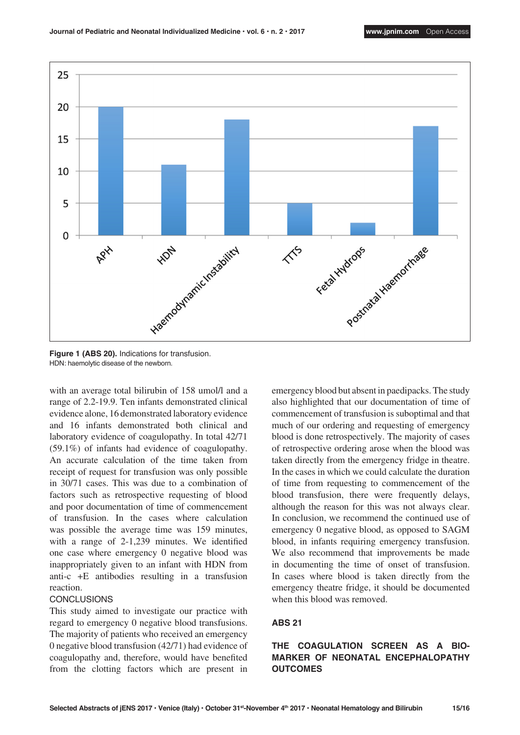25
20
15
10
5
0

APH
HDN
Haemodynamic Instability
TTTS
Fetal Hydrops
Postnatal Haemorrhage

**Figure 1 (ABS 20).** Indications for transfusion.
HDN: haemolytic disease of the newborn.

with an average total bilirubin of 158 umol/l and a range of 2.2-19.9. Ten infants demonstrated clinical evidence alone, 16 demonstrated laboratory evidence and 16 infants demonstrated both clinical and laboratory evidence of coagulopathy. In total 42/71 (59.1%) of infants had evidence of coagulopathy. An accurate calculation of the time taken from receipt of request for transfusion was only possible in 30/71 cases. This was due to a combination of factors such as retrospective requesting of blood and poor documentation of time of commencement of transfusion. In the cases where calculation was possible the average time was 159 minutes, with a range of 2-1,239 minutes. We identified one case where emergency 0 negative blood was inappropriately given to an infant with HDN from anti-c +E antibodies resulting in a transfusion reaction.

CONCLUSIONS

This study aimed to investigate our practice with regard to emergency 0 negative blood transfusions. The majority of patients who received an emergency 0 negative blood transfusion (42/71) had evidence of coagulopathy and, therefore, would have benefited from the clotting factors which are present in emergency blood but absent in paedipacks. The study also highlighted that our documentation of time of commencement of transfusion is suboptimal and that much of our ordering and requesting of emergency blood is done retrospectively. The majority of cases of retrospective ordering arose when the blood was taken directly from the emergency fridge in theatre. In the cases in which we could calculate the duration of time from requesting to commencement of the blood transfusion, there were frequently delays, although the reason for this was not always clear. In conclusion, we recommend the continued use of emergency 0 negative blood, as opposed to SAGM blood, in infants requiring emergency transfusion. We also recommend that improvements be made in documenting the time of onset of transfusion. In cases where blood is taken directly from the emergency theatre fridge, it should be documented when this blood was removed.

## ABS 21

## THE COAGULATION SCREEN AS A BIOMARKER OF NEONATAL ENCEPHALOPATHY OUTCOMES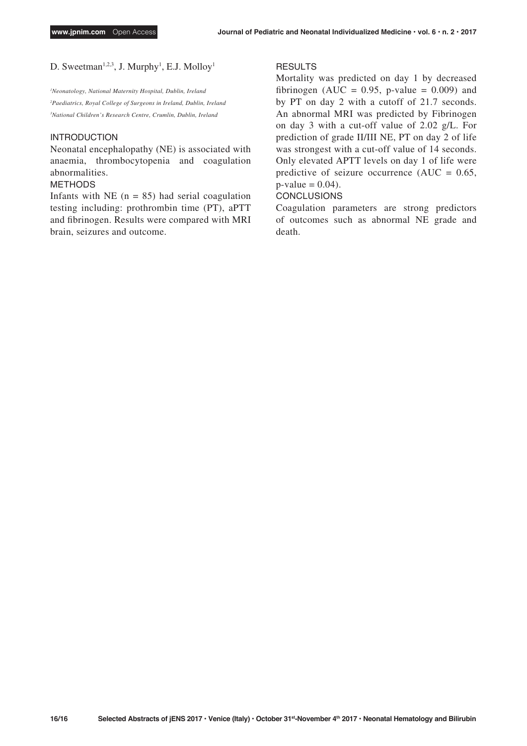D. Sweetman[1,2,3], J. Murphy[1], E.J. Molloy[1]

[1]*Neonatology, National Maternity Hospital, Dublin, Ireland*

[2]*Paediatrics, Royal College of Surgeons in Ireland, Dublin, Ireland*

[3]*National Children's Research Centre, Crumlin, Dublin, Ireland*

## INTRODUCTION

Neonatal encephalopathy (NE) is associated with anaemia, thrombocytopenia and coagulation abnormalities.

## METHODS

Infants with NE ($n = 85$) had serial coagulation testing including: prothrombin time (PT), aPTT and fibrinogen. Results were compared with MRI brain, seizures and outcome.

## RESULTS

Mortality was predicted on day 1 by decreased fibrinogen (AUC = 0.95, p-value = 0.009) and by PT on day 2 with a cutoff of 21.7 seconds. An abnormal MRI was predicted by Fibrinogen on day 3 with a cut-off value of 2.02 g/L. For prediction of grade II/III NE, PT on day 2 of life was strongest with a cut-off value of 14 seconds. Only elevated APTT levels on day 1 of life were predictive of seizure occurrence (AUC = 0.65, p-value = 0.04).

## CONCLUSIONS

Coagulation parameters are strong predictors of outcomes such as abnormal NE grade and death.